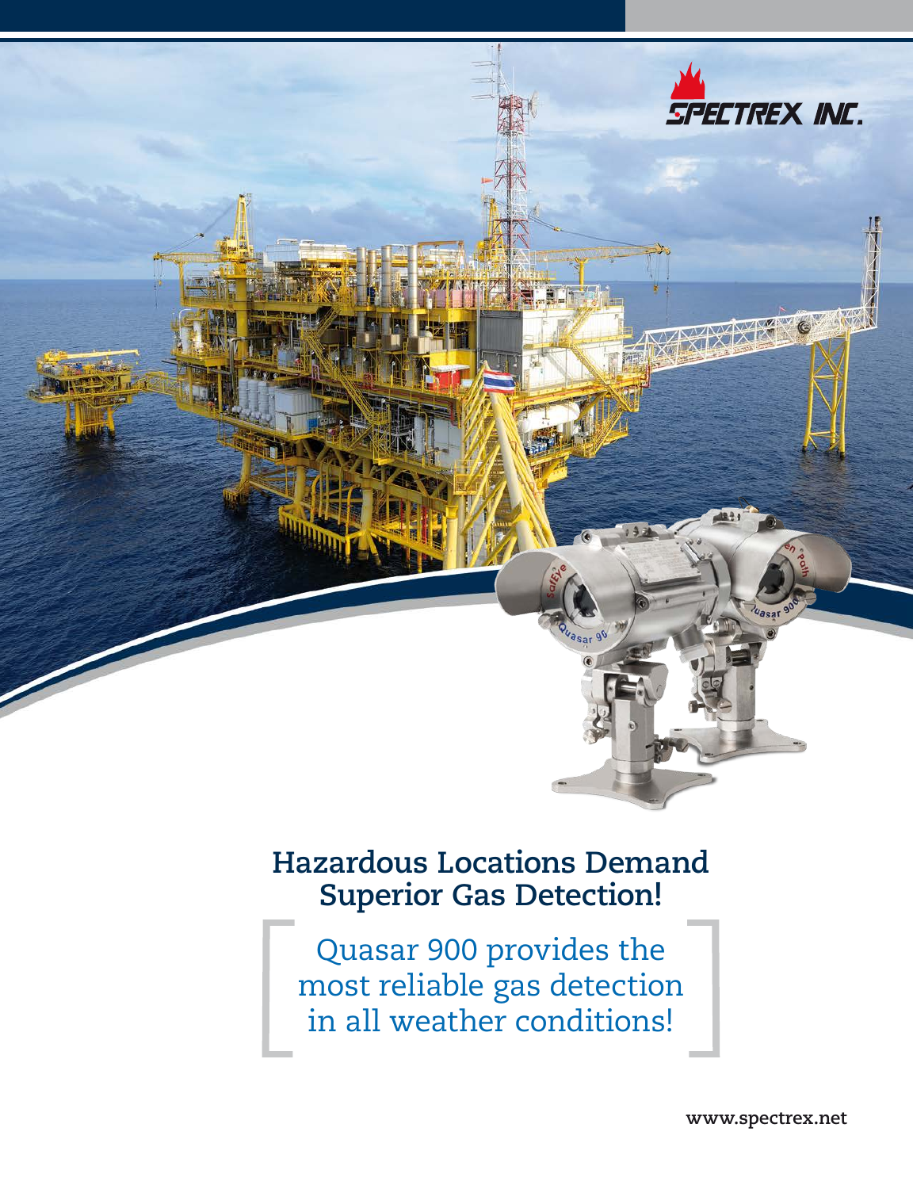SPECTREX INC.

# Hazardous Locations Demand Superior Gas Detection!

[ Quasar 900 provides the most reliable gas detection in all weather conditions! ]

www.spectrex.net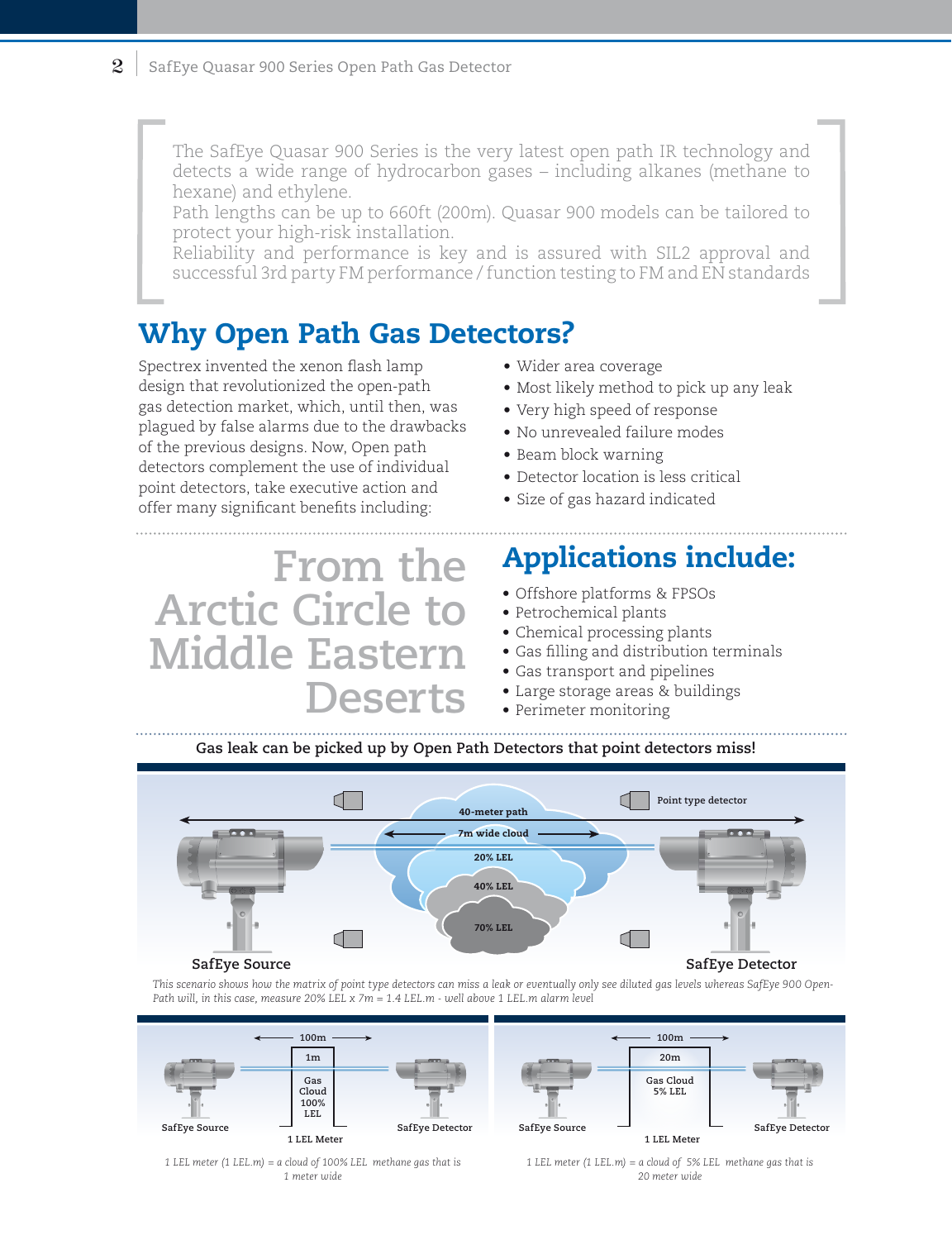The SafEye Quasar 900 Series is the very latest open path IR technology and detects a wide range of hydrocarbon gases – including alkanes (methane to hexane) and ethylene.
Path lengths can be up to 660ft (200m). Quasar 900 models can be tailored to protect your high-risk installation.
Reliability and performance is key and is assured with SIL2 approval and successful 3rd party FM performance / function testing to FM and EN standards

## Why Open Path Gas Detectors?

Spectrex invented the xenon flash lamp design that revolutionized the open-path gas detection market, which, until then, was plagued by false alarms due to the drawbacks of the previous designs. Now, Open path detectors complement the use of individual point detectors, take executive action and offer many significant benefits including:

- Wider area coverage
- Most likely method to pick up any leak
- Very high speed of response
- No unrevealed failure modes
- Beam block warning
- Detector location is less critical
- Size of gas hazard indicated

From the Arctic Circle to Middle Eastern Deserts

## Applications include:

- Offshore platforms & FPSOs
- Petrochemical plants
- Chemical processing plants
- Gas filling and distribution terminals
- Gas transport and pipelines
- Large storage areas & buildings
- Perimeter monitoring

**Gas leak can be picked up by Open Path Detectors that point detectors miss!**

40-meter path
7m wide cloud
20% LEL
40% LEL
70% LEL
Point type detector
SafEye Source
SafEye Detector

*This scenario shows how the matrix of point type detectors can miss a leak or eventually only see diluted gas levels whereas SafEye 900 Open-Path will, in this case, measure 20% LEL x 7m = 1.4 LEL.m - well above 1 LEL.m alarm level*

100m
1m
Gas Cloud 100% LEL
SafEye Source
SafEye Detector
1 LEL Meter

*1 LEL meter (1 LEL.m) = a cloud of 100% LEL methane gas that is 1 meter wide*

100m
20m
Gas Cloud 5% LEL
SafEye Source
SafEye Detector
1 LEL Meter

*1 LEL meter (1 LEL.m) = a cloud of 5% LEL methane gas that is 20 meter wide*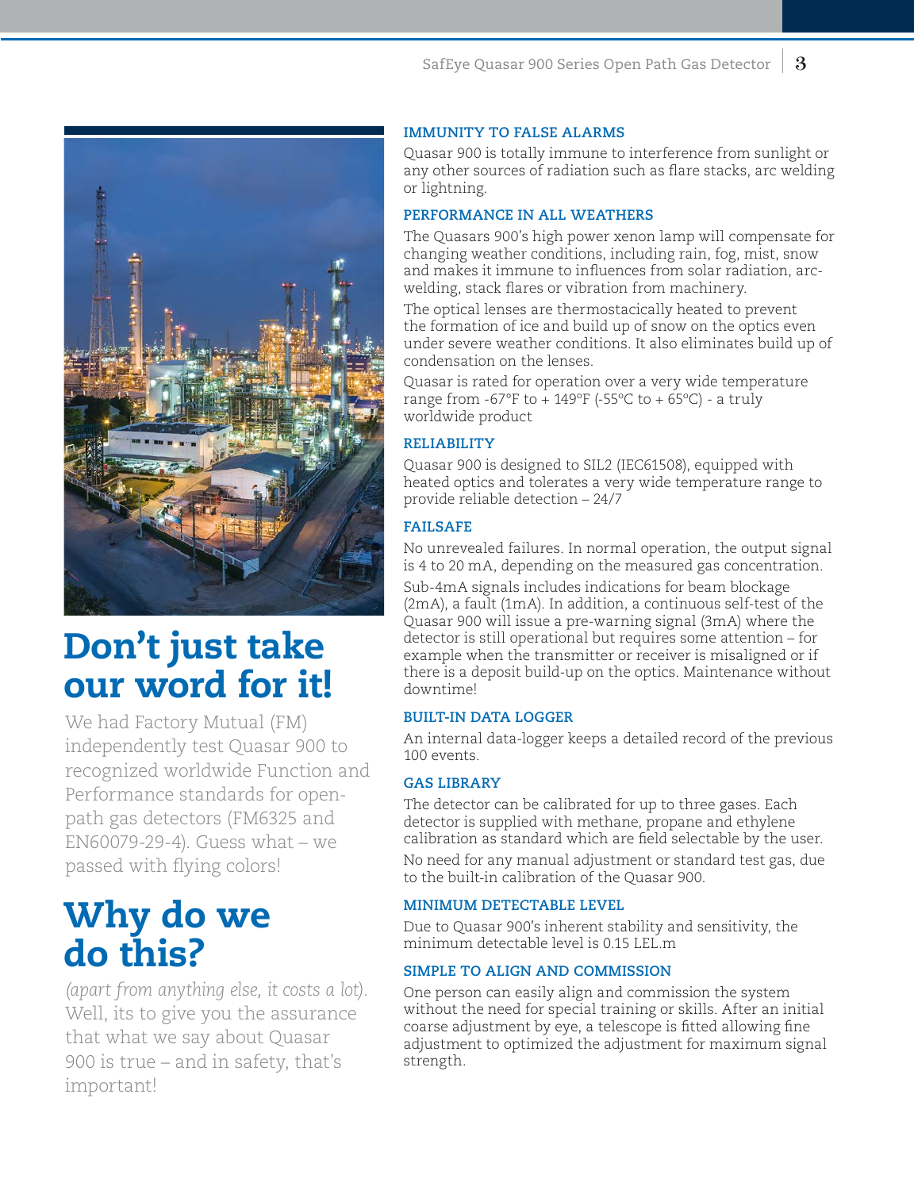## Don't just take our word for it!

We had Factory Mutual (FM) independently test Quasar 900 to recognized worldwide Function and Performance standards for open-path gas detectors (FM6325 and EN60079-29-4). Guess what – we passed with flying colors!

## Why do we do this?

*(apart from anything else, it costs a lot).* Well, its to give you the assurance that what we say about Quasar 900 is true – and in safety, that's important!

### IMMUNITY TO FALSE ALARMS

Quasar 900 is totally immune to interference from sunlight or any other sources of radiation such as flare stacks, arc welding or lightning.

### PERFORMANCE IN ALL WEATHERS

The Quasars 900's high power xenon lamp will compensate for changing weather conditions, including rain, fog, mist, snow and makes it immune to influences from solar radiation, arc-welding, stack flares or vibration from machinery.

The optical lenses are thermostacically heated to prevent the formation of ice and build up of snow on the optics even under severe weather conditions. It also eliminates build up of condensation on the lenses.

Quasar is rated for operation over a very wide temperature range from -67°F to + 149°F (-55°C to + 65°C) - a truly worldwide product

### RELIABILITY

Quasar 900 is designed to SIL2 (IEC61508), equipped with heated optics and tolerates a very wide temperature range to provide reliable detection – 24/7

### FAILSAFE

No unrevealed failures. In normal operation, the output signal is 4 to 20 mA, depending on the measured gas concentration.

Sub-4mA signals includes indications for beam blockage (2mA), a fault (1mA). In addition, a continuous self-test of the Quasar 900 will issue a pre-warning signal (3mA) where the detector is still operational but requires some attention – for example when the transmitter or receiver is misaligned or if there is a deposit build-up on the optics. Maintenance without downtime!

### BUILT-IN DATA LOGGER

An internal data-logger keeps a detailed record of the previous 100 events.

### GAS LIBRARY

The detector can be calibrated for up to three gases. Each detector is supplied with methane, propane and ethylene calibration as standard which are field selectable by the user.

No need for any manual adjustment or standard test gas, due to the built-in calibration of the Quasar 900.

### MINIMUM DETECTABLE LEVEL

Due to Quasar 900's inherent stability and sensitivity, the minimum detectable level is 0.15 LEL.m

### SIMPLE TO ALIGN AND COMMISSION

One person can easily align and commission the system without the need for special training or skills. After an initial coarse adjustment by eye, a telescope is fitted allowing fine adjustment to optimized the adjustment for maximum signal strength.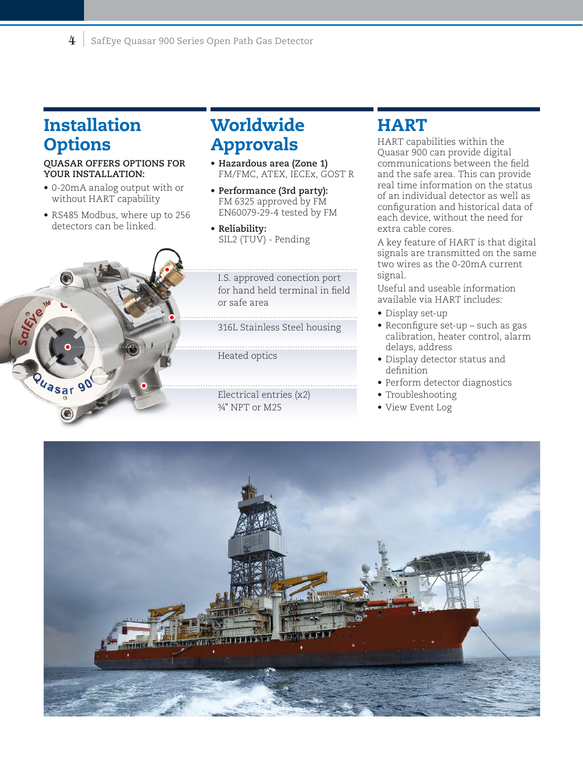## Installation Options

**QUASAR OFFERS OPTIONS FOR YOUR INSTALLATION:**

- 0-20mA analog output with or without HART capability
- RS485 Modbus, where up to 256 detectors can be linked.

I.S. approved conection port for hand held terminal in field or safe area

316L Stainless Steel housing

Heated optics

Electrical entries (x2) ¾" NPT or M25

## Worldwide Approvals

- **Hazardous area (Zone 1)** FM/FMC, ATEX, IECEx, GOST R
- **Performance (3rd party):** FM 6325 approved by FM EN60079-29-4 tested by FM
- **Reliability:** SIL2 (TUV) - Pending

## HART

HART capabilities within the Quasar 900 can provide digital communications between the field and the safe area. This can provide real time information on the status of an individual detector as well as configuration and historical data of each device, without the need for extra cable cores.

A key feature of HART is that digital signals are transmitted on the same two wires as the 0-20mA current signal.

Useful and useable information available via HART includes:

- Display set-up
- Reconfigure set-up – such as gas calibration, heater control, alarm delays, address
- Display detector status and definition
- Perform detector diagnostics
- Troubleshooting
- View Event Log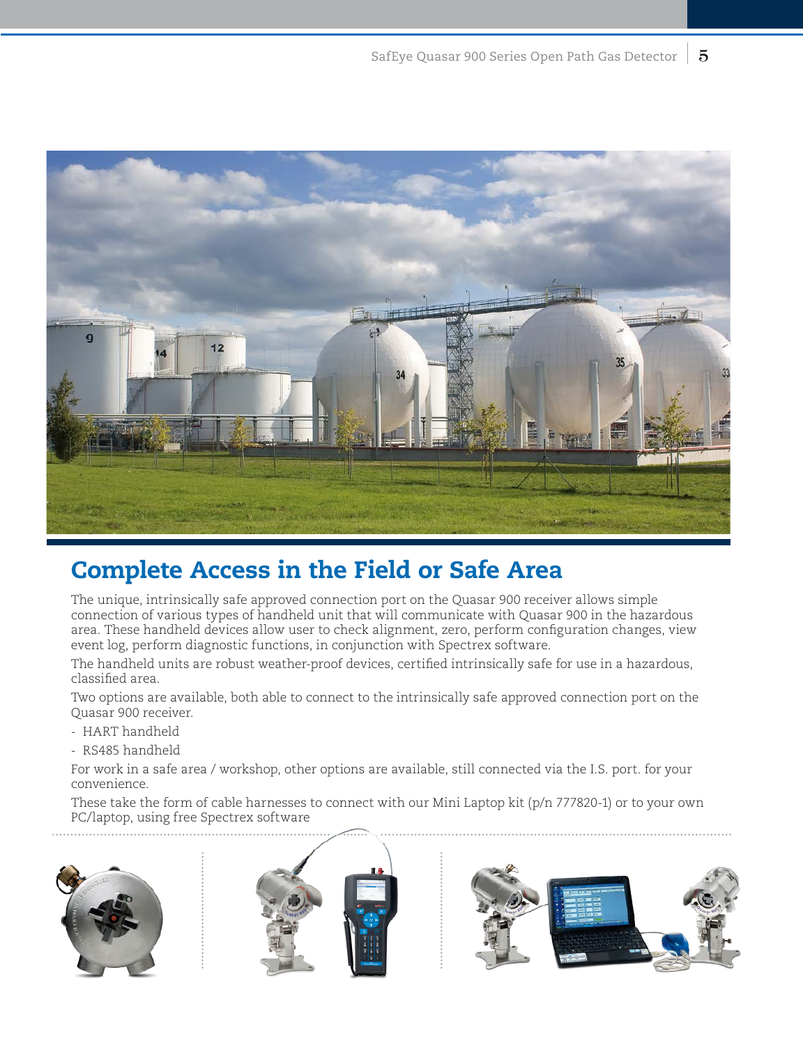## Complete Access in the Field or Safe Area

The unique, intrinsically safe approved connection port on the Quasar 900 receiver allows simple connection of various types of handheld unit that will communicate with Quasar 900 in the hazardous area. These handheld devices allow user to check alignment, zero, perform configuration changes, view event log, perform diagnostic functions, in conjunction with Spectrex software.

The handheld units are robust weather-proof devices, certified intrinsically safe for use in a hazardous, classified area.

Two options are available, both able to connect to the intrinsically safe approved connection port on the Quasar 900 receiver.

- HART handheld
- RS485 handheld

For work in a safe area / workshop, other options are available, still connected via the I.S. port. for your convenience.

These take the form of cable harnesses to connect with our Mini Laptop kit (p/n 777820-1) or to your own PC/laptop, using free Spectrex software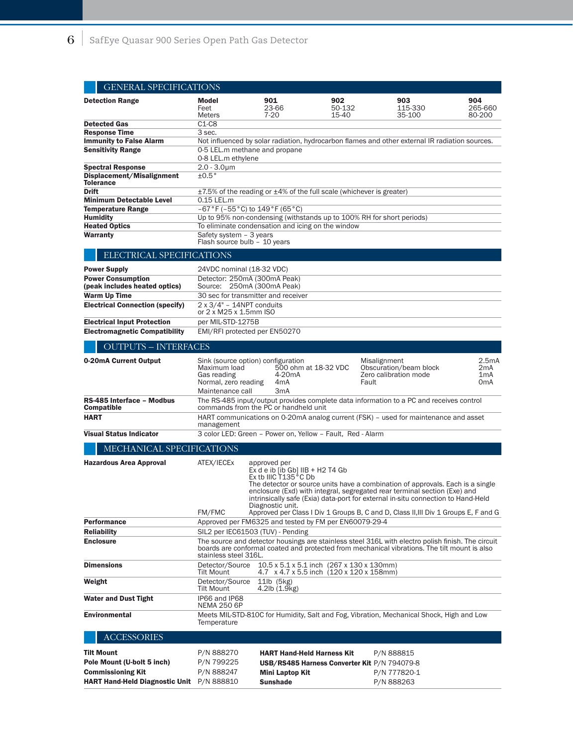## GENERAL SPECIFICATIONS

| | | | | | |
|---|---|---|---|---|---|
| **Detection Range** | **Model**<br>Feet<br>Meters | **901**<br>23-66<br>7-20 | **902**<br>50-132<br>15-40 | **903**<br>115-330<br>35-100 | **904**<br>265-660<br>80-200 |
| **Detected Gas** | C1-C8 | | | | |
| **Response Time** | 3 sec. | | | | |
| **Immunity to False Alarm** | Not influenced by solar radiation, hydrocarbon flames and other external IR radiation sources. | | | | |
| **Sensitivity Range** | 0-5 LEL.m methane and propane<br>0-8 LEL.m ethylene | | | | |
| **Spectral Response** | 2.0 - 3.0μm | | | | |
| **Displacement/Misalignment Tolerance** | ±0.5° | | | | |
| **Drift** | ±7.5% of the reading or ±4% of the full scale (whichever is greater) | | | | |
| **Minimum Detectable Level** | 0.15 LEL.m | | | | |
| **Temperature Range** | −67°F (−55°C) to 149°F (65°C) | | | | |
| **Humidity** | Up to 95% non-condensing (withstands up to 100% RH for short periods) | | | | |
| **Heated Optics** | To eliminate condensation and icing on the window | | | | |
| **Warranty** | Safety system – 3 years<br>Flash source bulb – 10 years | | | | |

## ELECTRICAL SPECIFICATIONS

| | |
|---|---|
| **Power Supply** | 24VDC nominal (18-32 VDC) |
| **Power Consumption (peak includes heated optics)** | Detector: 250mA (300mA Peak)<br>Source: 250mA (300mA Peak) |
| **Warm Up Time** | 30 sec for transmitter and receiver |
| **Electrical Connection (specify)** | 2 x 3/4" – 14NPT conduits<br>or 2 x M25 x 1.5mm ISO |
| **Electrical Input Protection** | per MIL-STD-1275B |
| **Electromagnetic Compatibility** | EMI/RFI protected per EN50270 |

## OUTPUTS – INTERFACES

| | | | | |
|---|---|---|---|---|
| **0-20mA Current Output** | Sink (source option) configuration<br>Maximum load<br>Gas reading<br>Normal, zero reading<br>Maintenance call | <br>500 ohm at 18-32 VDC<br>4-20mA<br>4mA<br>3mA | Misalignment<br>Obscuration/beam block<br>Zero calibration mode<br>Fault | 2.5mA<br>2mA<br>1mA<br>0mA |
| **RS-485 Interface – Modbus Compatible** | The RS-485 input/output provides complete data information to a PC and receives control commands from the PC or handheld unit | | | |
| **HART** | HART communications on 0-20mA analog current (FSK) – used for maintenance and asset management | | | |
| **Visual Status Indicator** | 3 color LED: Green – Power on, Yellow – Fault, Red - Alarm | | | |

## MECHANICAL SPECIFICATIONS

| | | |
|---|---|---|
| **Hazardous Area Approval** | ATEX/IECEx | approved per<br>Ex d e ib [ib Gb] IIB + H2 T4 Gb<br>Ex tb IIIC T135°C Db<br>The detector or source units have a combination of approvals. Each is a single enclosure (Exd) with integral, segregated rear terminal section (Exe) and intrinsically safe (Exia) data-port for external in-situ connection to Hand-Held Diagnostic unit. |
| | FM/FMC | Approved per Class I Div 1 Groups B, C and D, Class II,III Div 1 Groups E, F and G |
| **Performance** | Approved per FM6325 and tested by FM per EN60079-29-4 | |
| **Reliability** | SIL2 per IEC61503 (TUV) - Pending | |
| **Enclosure** | The source and detector housings are stainless steel 316L with electro polish finish. The circuit boards are conformal coated and protected from mechanical vibrations. The tilt mount is also stainless steel 316L. | |
| **Dimensions** | Detector/Source<br>Tilt Mount | 10.5 x 5.1 x 5.1 inch (267 x 130 x 130mm)<br>4.7 x 4.7 x 5.5 inch (120 x 120 x 158mm) |
| **Weight** | Detector/Source<br>Tilt Mount | 11lb (5kg)<br>4.2lb (1.9kg) |
| **Water and Dust Tight** | IP66 and IP68<br>NEMA 250 6P | |
| **Environmental** | Meets MIL-STD-810C for Humidity, Salt and Fog, Vibration, Mechanical Shock, High and Low Temperature | |

## ACCESSORIES

| | | | |
|---|---|---|---|
| **Tilt Mount** | P/N 888270 | **HART Hand-Held Harness Kit** | P/N 888815 |
| **Pole Mount (U-bolt 5 inch)** | P/N 799225 | **USB/RS485 Harness Converter Kit** | P/N 794079-8 |
| **Commissioning Kit** | P/N 888247 | **Mini Laptop Kit** | P/N 777820-1 |
| **HART Hand-Held Diagnostic Unit** | P/N 888810 | **Sunshade** | P/N 888263 |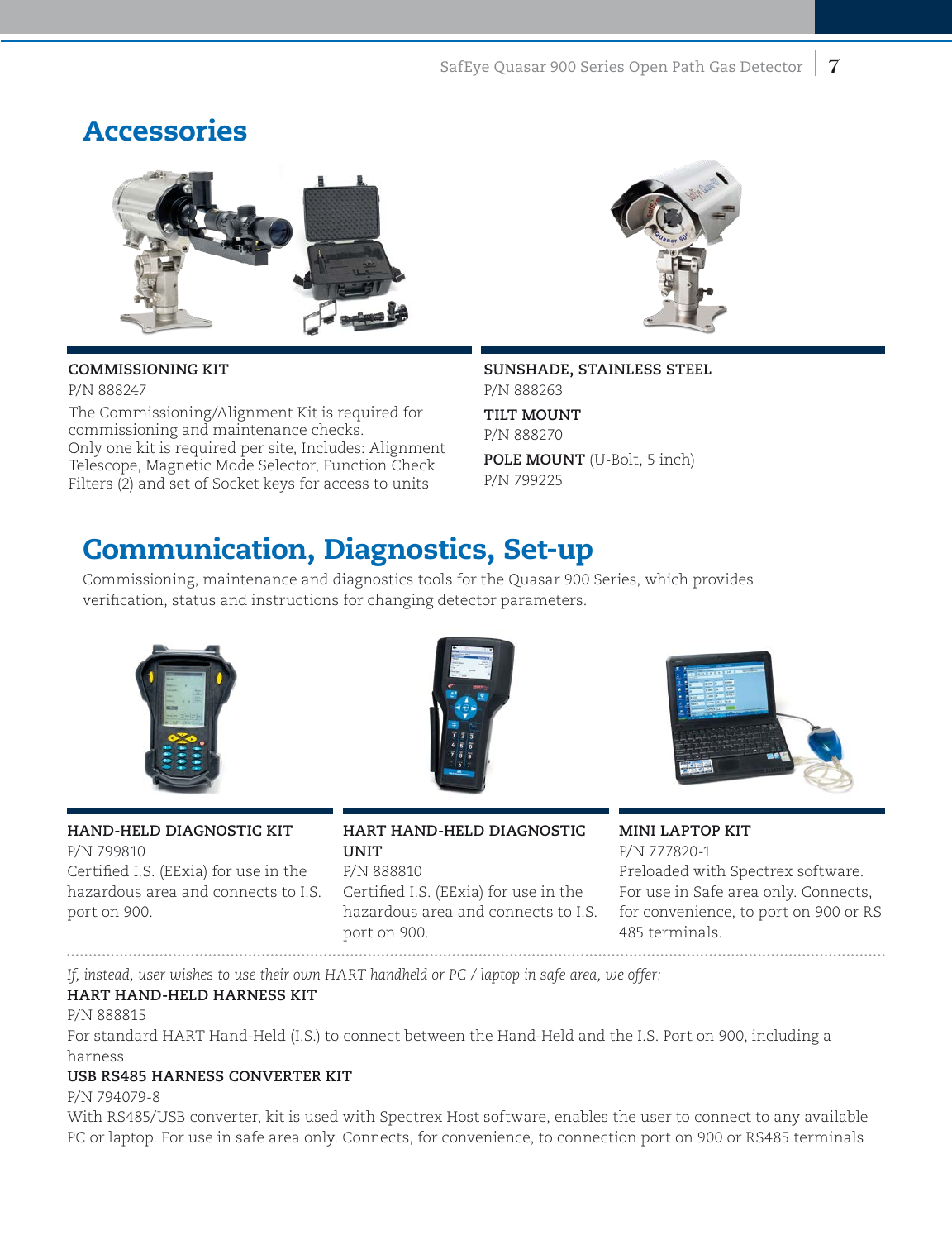## Accessories

**COMMISSIONING KIT**
P/N 888247
The Commissioning/Alignment Kit is required for commissioning and maintenance checks.
Only one kit is required per site, Includes: Alignment Telescope, Magnetic Mode Selector, Function Check Filters (2) and set of Socket keys for access to units

**SUNSHADE, STAINLESS STEEL**
P/N 888263

**TILT MOUNT**
P/N 888270

**POLE MOUNT** (U-Bolt, 5 inch)
P/N 799225

## Communication, Diagnostics, Set-up

Commissioning, maintenance and diagnostics tools for the Quasar 900 Series, which provides verification, status and instructions for changing detector parameters.

**HAND-HELD DIAGNOSTIC KIT**
P/N 799810
Certified I.S. (EExia) for use in the hazardous area and connects to I.S. port on 900.

**HART HAND-HELD DIAGNOSTIC UNIT**
P/N 888810
Certified I.S. (EExia) for use in the hazardous area and connects to I.S. port on 900.

**MINI LAPTOP KIT**
P/N 777820-1
Preloaded with Spectrex software. For use in Safe area only. Connects, for convenience, to port on 900 or RS 485 terminals.

*If, instead, user wishes to use their own HART handheld or PC / laptop in safe area, we offer:*

**HART HAND-HELD HARNESS KIT**
P/N 888815
For standard HART Hand-Held (I.S.) to connect between the Hand-Held and the I.S. Port on 900, including a harness.

**USB RS485 HARNESS CONVERTER KIT**
P/N 794079-8
With RS485/USB converter, kit is used with Spectrex Host software, enables the user to connect to any available PC or laptop. For use in safe area only. Connects, for convenience, to connection port on 900 or RS485 terminals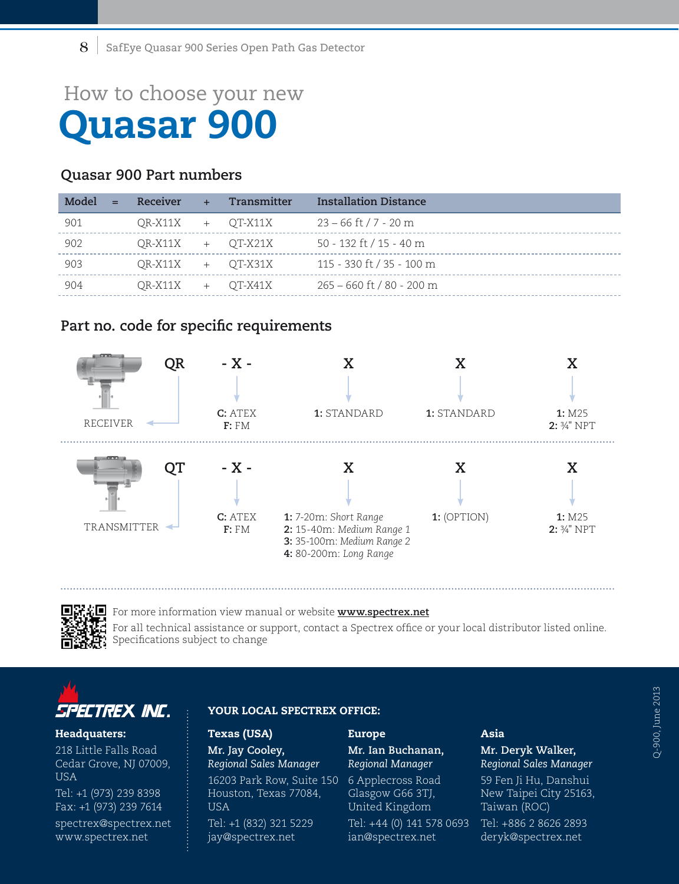## How to choose your new

# Quasar 900

### Quasar 900 Part numbers

| Model | = | Receiver | + | Transmitter | Installation Distance |
|---|---|---|---|---|---|
| 901 | | QR-X11X | + | QT-X11X | 23 – 66 ft / 7 - 20 m |
| 902 | | QR-X11X | + | QT-X21X | 50 - 132 ft / 15 - 40 m |
| 903 | | QR-X11X | + | QT-X31X | 115 - 330 ft / 35 - 100 m |
| 904 | | QR-X11X | + | QT-X41X | 265 – 660 ft / 80 - 200 m |

### Part no. code for specific requirements

| | | | | | |
|---|---|---|---|---|---|
| RECEIVER | QR | - X - | X | X | X |
| | | **C:** ATEX<br>**F:** FM | **1:** STANDARD | **1:** STANDARD | **1:** M25<br>**2:** ¾" NPT |
| TRANSMITTER | QT | - X - | X | X | X |
| | | **C:** ATEX<br>**F:** FM | **1:** 7-20m: *Short Range*<br>**2:** 15-40m: *Medium Range 1*<br>**3:** 35-100m: *Medium Range 2*<br>**4:** 80-200m: *Long Range* | **1:** (OPTION) | **1:** M25<br>**2:** ¾" NPT |

For more information view manual or website **www.spectrex.net**
For all technical assistance or support, contact a Spectrex office or your local distributor listed online.
Specifications subject to change

SPECTREX INC.

**Headquaters:**
218 Little Falls Road
Cedar Grove, NJ 07009,
USA
Tel: +1 (973) 239 8398
Fax: +1 (973) 239 7614
spectrex@spectrex.net
www.spectrex.net

**YOUR LOCAL SPECTREX OFFICE:**

**Texas (USA)**
**Mr. Jay Cooley,**
*Regional Sales Manager*
16203 Park Row, Suite 150
Houston, Texas 77084,
USA
Tel: +1 (832) 321 5229
jay@spectrex.net

**Europe**
**Mr. Ian Buchanan,**
*Regional Manager*
6 Applecross Road
Glasgow G66 3TJ,
United Kingdom
Tel: +44 (0) 141 578 0693
ian@spectrex.net

**Asia**
**Mr. Deryk Walker,**
*Regional Sales Manager*
59 Fen Ji Hu, Danshui
New Taipei City 25163,
Taiwan (ROC)
Tel: +886 2 8626 2893
deryk@spectrex.net

Q-900, June 2013